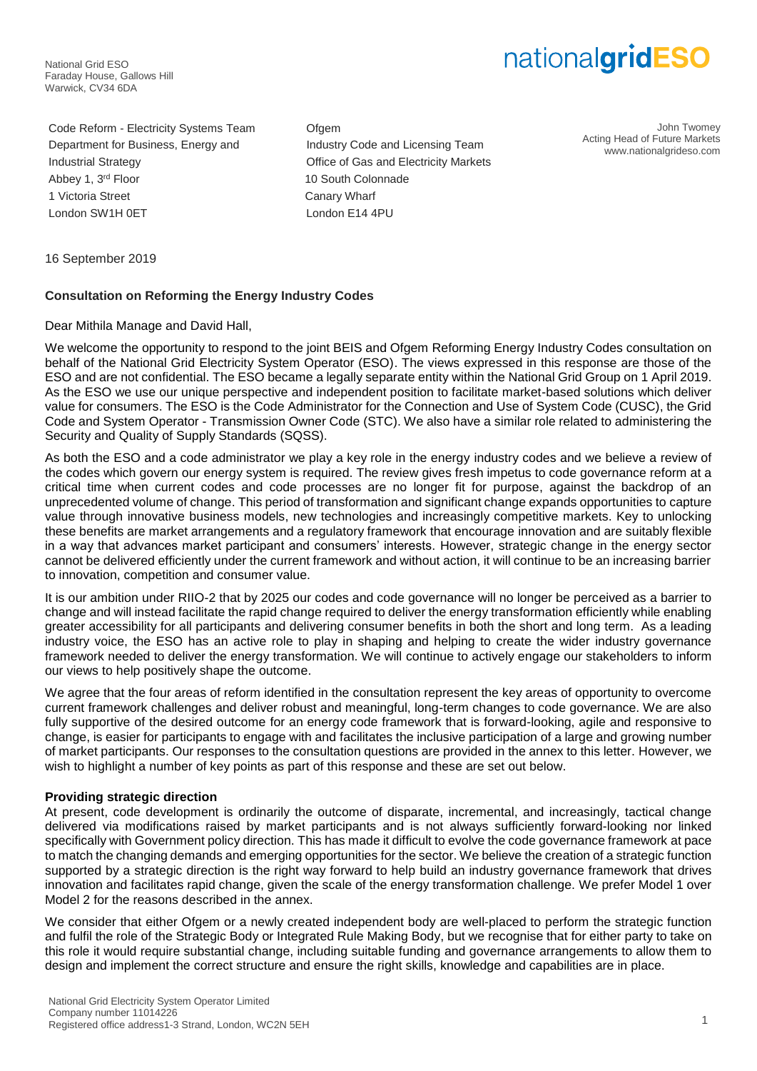National Grid ESO
Faraday House, Gallows Hill
Warwick, CV34 6DA

nationalgridESO

Code Reform - Electricity Systems Team
Department for Business, Energy and Industrial Strategy
Abbey 1, 3rd Floor
1 Victoria Street
London SW1H 0ET

Ofgem
Industry Code and Licensing Team
Office of Gas and Electricity Markets
10 South Colonnade
Canary Wharf
London E14 4PU

John Twomey
Acting Head of Future Markets
www.nationalgrideso.com

16 September 2019

**Consultation on Reforming the Energy Industry Codes**

Dear Mithila Manage and David Hall,

We welcome the opportunity to respond to the joint BEIS and Ofgem Reforming Energy Industry Codes consultation on behalf of the National Grid Electricity System Operator (ESO). The views expressed in this response are those of the ESO and are not confidential. The ESO became a legally separate entity within the National Grid Group on 1 April 2019. As the ESO we use our unique perspective and independent position to facilitate market-based solutions which deliver value for consumers. The ESO is the Code Administrator for the Connection and Use of System Code (CUSC), the Grid Code and System Operator - Transmission Owner Code (STC). We also have a similar role related to administering the Security and Quality of Supply Standards (SQSS).

As both the ESO and a code administrator we play a key role in the energy industry codes and we believe a review of the codes which govern our energy system is required. The review gives fresh impetus to code governance reform at a critical time when current codes and code processes are no longer fit for purpose, against the backdrop of an unprecedented volume of change. This period of transformation and significant change expands opportunities to capture value through innovative business models, new technologies and increasingly competitive markets. Key to unlocking these benefits are market arrangements and a regulatory framework that encourage innovation and are suitably flexible in a way that advances market participant and consumers' interests. However, strategic change in the energy sector cannot be delivered efficiently under the current framework and without action, it will continue to be an increasing barrier to innovation, competition and consumer value.

It is our ambition under RIIO-2 that by 2025 our codes and code governance will no longer be perceived as a barrier to change and will instead facilitate the rapid change required to deliver the energy transformation efficiently while enabling greater accessibility for all participants and delivering consumer benefits in both the short and long term. As a leading industry voice, the ESO has an active role to play in shaping and helping to create the wider industry governance framework needed to deliver the energy transformation. We will continue to actively engage our stakeholders to inform our views to help positively shape the outcome.

We agree that the four areas of reform identified in the consultation represent the key areas of opportunity to overcome current framework challenges and deliver robust and meaningful, long-term changes to code governance. We are also fully supportive of the desired outcome for an energy code framework that is forward-looking, agile and responsive to change, is easier for participants to engage with and facilitates the inclusive participation of a large and growing number of market participants. Our responses to the consultation questions are provided in the annex to this letter. However, we wish to highlight a number of key points as part of this response and these are set out below.

**Providing strategic direction**

At present, code development is ordinarily the outcome of disparate, incremental, and increasingly, tactical change delivered via modifications raised by market participants and is not always sufficiently forward-looking nor linked specifically with Government policy direction. This has made it difficult to evolve the code governance framework at pace to match the changing demands and emerging opportunities for the sector. We believe the creation of a strategic function supported by a strategic direction is the right way forward to help build an industry governance framework that drives innovation and facilitates rapid change, given the scale of the energy transformation challenge. We prefer Model 1 over Model 2 for the reasons described in the annex.

We consider that either Ofgem or a newly created independent body are well-placed to perform the strategic function and fulfil the role of the Strategic Body or Integrated Rule Making Body, but we recognise that for either party to take on this role it would require substantial change, including suitable funding and governance arrangements to allow them to design and implement the correct structure and ensure the right skills, knowledge and capabilities are in place.

National Grid Electricity System Operator Limited
Company number 11014226
Registered office address1-3 Strand, London, WC2N 5EH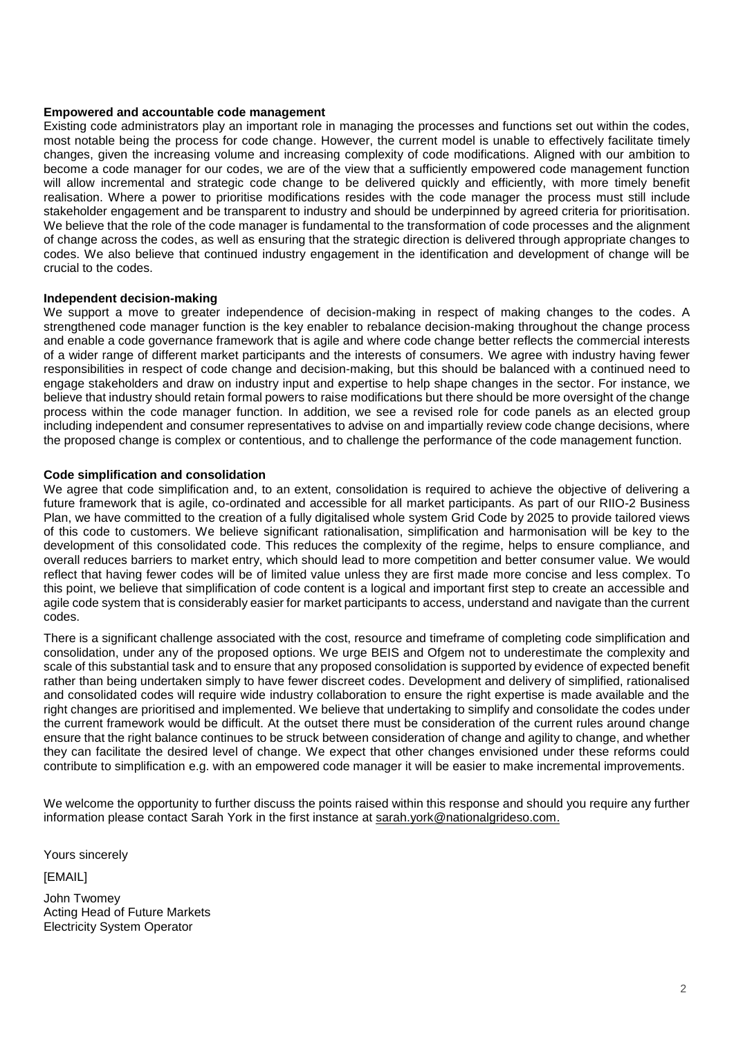**Empowered and accountable code management**

Existing code administrators play an important role in managing the processes and functions set out within the codes, most notable being the process for code change. However, the current model is unable to effectively facilitate timely changes, given the increasing volume and increasing complexity of code modifications. Aligned with our ambition to become a code manager for our codes, we are of the view that a sufficiently empowered code management function will allow incremental and strategic code change to be delivered quickly and efficiently, with more timely benefit realisation. Where a power to prioritise modifications resides with the code manager the process must still include stakeholder engagement and be transparent to industry and should be underpinned by agreed criteria for prioritisation. We believe that the role of the code manager is fundamental to the transformation of code processes and the alignment of change across the codes, as well as ensuring that the strategic direction is delivered through appropriate changes to codes. We also believe that continued industry engagement in the identification and development of change will be crucial to the codes.

**Independent decision-making**

We support a move to greater independence of decision-making in respect of making changes to the codes. A strengthened code manager function is the key enabler to rebalance decision-making throughout the change process and enable a code governance framework that is agile and where code change better reflects the commercial interests of a wider range of different market participants and the interests of consumers. We agree with industry having fewer responsibilities in respect of code change and decision-making, but this should be balanced with a continued need to engage stakeholders and draw on industry input and expertise to help shape changes in the sector. For instance, we believe that industry should retain formal powers to raise modifications but there should be more oversight of the change process within the code manager function. In addition, we see a revised role for code panels as an elected group including independent and consumer representatives to advise on and impartially review code change decisions, where the proposed change is complex or contentious, and to challenge the performance of the code management function.

**Code simplification and consolidation**

We agree that code simplification and, to an extent, consolidation is required to achieve the objective of delivering a future framework that is agile, co-ordinated and accessible for all market participants. As part of our RIIO-2 Business Plan, we have committed to the creation of a fully digitalised whole system Grid Code by 2025 to provide tailored views of this code to customers. We believe significant rationalisation, simplification and harmonisation will be key to the development of this consolidated code. This reduces the complexity of the regime, helps to ensure compliance, and overall reduces barriers to market entry, which should lead to more competition and better consumer value. We would reflect that having fewer codes will be of limited value unless they are first made more concise and less complex. To this point, we believe that simplification of code content is a logical and important first step to create an accessible and agile code system that is considerably easier for market participants to access, understand and navigate than the current codes.

There is a significant challenge associated with the cost, resource and timeframe of completing code simplification and consolidation, under any of the proposed options. We urge BEIS and Ofgem not to underestimate the complexity and scale of this substantial task and to ensure that any proposed consolidation is supported by evidence of expected benefit rather than being undertaken simply to have fewer discreet codes. Development and delivery of simplified, rationalised and consolidated codes will require wide industry collaboration to ensure the right expertise is made available and the right changes are prioritised and implemented. We believe that undertaking to simplify and consolidate the codes under the current framework would be difficult. At the outset there must be consideration of the current rules around change ensure that the right balance continues to be struck between consideration of change and agility to change, and whether they can facilitate the desired level of change. We expect that other changes envisioned under these reforms could contribute to simplification e.g. with an empowered code manager it will be easier to make incremental improvements.

We welcome the opportunity to further discuss the points raised within this response and should you require any further information please contact Sarah York in the first instance at sarah.york@nationalgrideso.com.

Yours sincerely

[EMAIL]

John Twomey  
Acting Head of Future Markets  
Electricity System Operator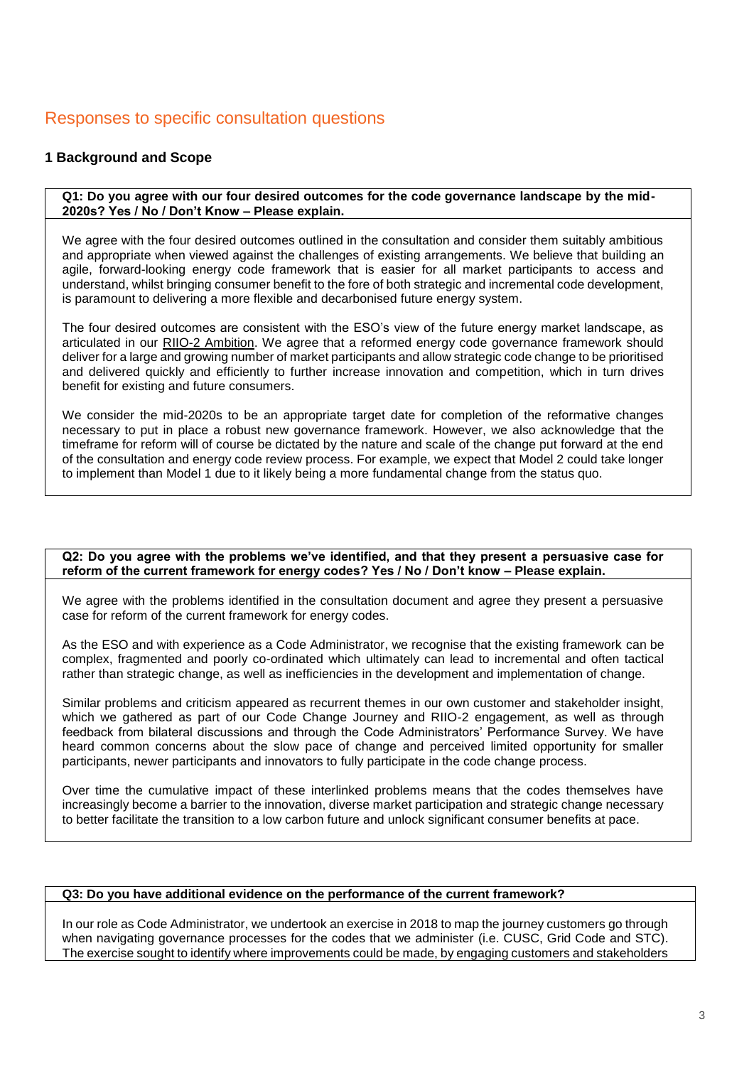## Responses to specific consultation questions

### 1 Background and Scope

**Q1: Do you agree with our four desired outcomes for the code governance landscape by the mid-2020s? Yes / No / Don't Know – Please explain.**

We agree with the four desired outcomes outlined in the consultation and consider them suitably ambitious and appropriate when viewed against the challenges of existing arrangements. We believe that building an agile, forward-looking energy code framework that is easier for all market participants to access and understand, whilst bringing consumer benefit to the fore of both strategic and incremental code development, is paramount to delivering a more flexible and decarbonised future energy system.

The four desired outcomes are consistent with the ESO's view of the future energy market landscape, as articulated in our RIIO-2 Ambition. We agree that a reformed energy code governance framework should deliver for a large and growing number of market participants and allow strategic code change to be prioritised and delivered quickly and efficiently to further increase innovation and competition, which in turn drives benefit for existing and future consumers.

We consider the mid-2020s to be an appropriate target date for completion of the reformative changes necessary to put in place a robust new governance framework. However, we also acknowledge that the timeframe for reform will of course be dictated by the nature and scale of the change put forward at the end of the consultation and energy code review process. For example, we expect that Model 2 could take longer to implement than Model 1 due to it likely being a more fundamental change from the status quo.

**Q2: Do you agree with the problems we've identified, and that they present a persuasive case for reform of the current framework for energy codes? Yes / No / Don't know – Please explain.**

We agree with the problems identified in the consultation document and agree they present a persuasive case for reform of the current framework for energy codes.

As the ESO and with experience as a Code Administrator, we recognise that the existing framework can be complex, fragmented and poorly co-ordinated which ultimately can lead to incremental and often tactical rather than strategic change, as well as inefficiencies in the development and implementation of change.

Similar problems and criticism appeared as recurrent themes in our own customer and stakeholder insight, which we gathered as part of our Code Change Journey and RIIO-2 engagement, as well as through feedback from bilateral discussions and through the Code Administrators' Performance Survey. We have heard common concerns about the slow pace of change and perceived limited opportunity for smaller participants, newer participants and innovators to fully participate in the code change process.

Over time the cumulative impact of these interlinked problems means that the codes themselves have increasingly become a barrier to the innovation, diverse market participation and strategic change necessary to better facilitate the transition to a low carbon future and unlock significant consumer benefits at pace.

**Q3: Do you have additional evidence on the performance of the current framework?**

In our role as Code Administrator, we undertook an exercise in 2018 to map the journey customers go through when navigating governance processes for the codes that we administer (i.e. CUSC, Grid Code and STC). The exercise sought to identify where improvements could be made, by engaging customers and stakeholders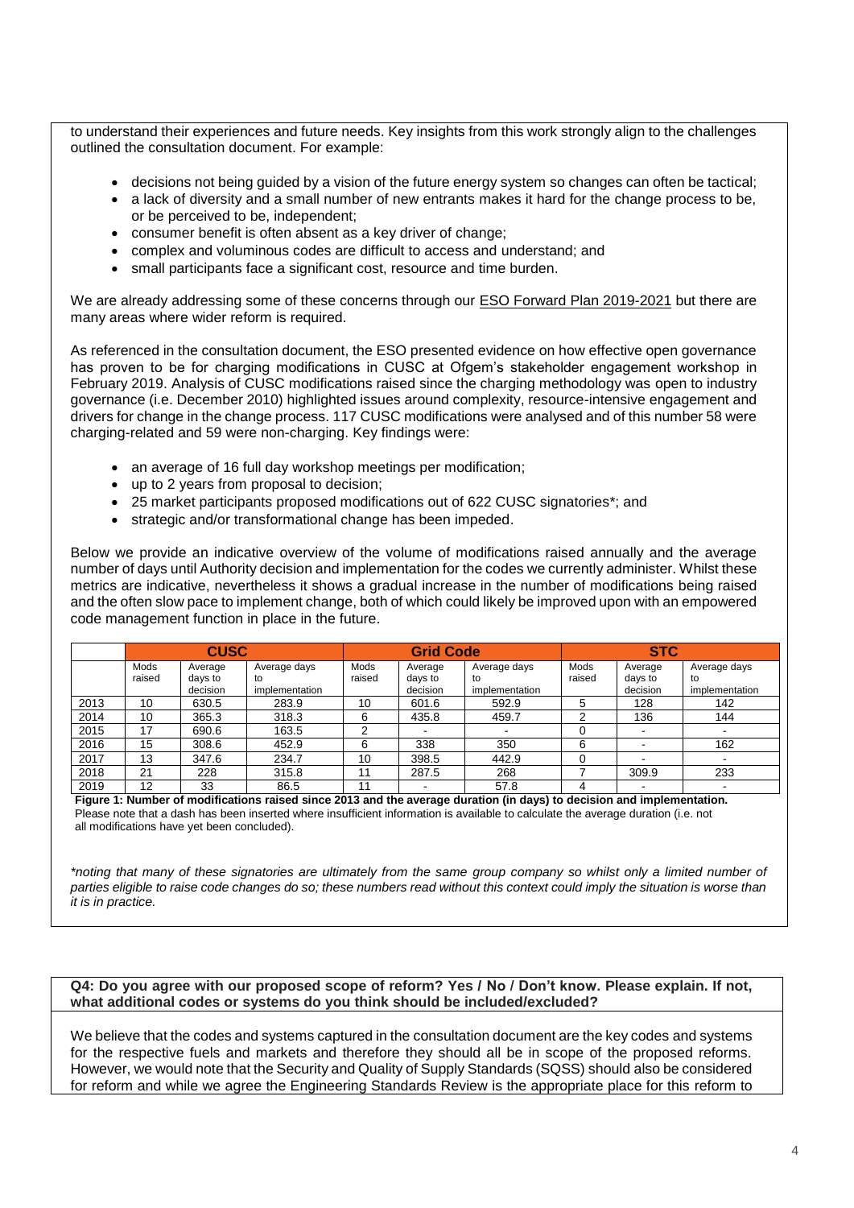to understand their experiences and future needs. Key insights from this work strongly align to the challenges outlined the consultation document. For example:

- decisions not being guided by a vision of the future energy system so changes can often be tactical;
- a lack of diversity and a small number of new entrants makes it hard for the change process to be, or be perceived to be, independent;
- consumer benefit is often absent as a key driver of change;
- complex and voluminous codes are difficult to access and understand; and
- small participants face a significant cost, resource and time burden.

We are already addressing some of these concerns through our ESO Forward Plan 2019-2021 but there are many areas where wider reform is required.

As referenced in the consultation document, the ESO presented evidence on how effective open governance has proven to be for charging modifications in CUSC at Ofgem's stakeholder engagement workshop in February 2019. Analysis of CUSC modifications raised since the charging methodology was open to industry governance (i.e. December 2010) highlighted issues around complexity, resource-intensive engagement and drivers for change in the change process. 117 CUSC modifications were analysed and of this number 58 were charging-related and 59 were non-charging. Key findings were:

- an average of 16 full day workshop meetings per modification;
- up to 2 years from proposal to decision;
- 25 market participants proposed modifications out of 622 CUSC signatories*; and
- strategic and/or transformational change has been impeded.

Below we provide an indicative overview of the volume of modifications raised annually and the average number of days until Authority decision and implementation for the codes we currently administer. Whilst these metrics are indicative, nevertheless it shows a gradual increase in the number of modifications being raised and the often slow pace to implement change, both of which could likely be improved upon with an empowered code management function in place in the future.

| | CUSC | | | Grid Code | | | STC | | |
|---|---|---|---|---|---|---|---|---|---|
| | Mods raised | Average days to decision | Average days to implementation | Mods raised | Average days to decision | Average days to implementation | Mods raised | Average days to decision | Average days to implementation |
| 2013 | 10 | 630.5 | 283.9 | 10 | 601.6 | 592.9 | 5 | 128 | 142 |
| 2014 | 10 | 365.3 | 318.3 | 6 | 435.8 | 459.7 | 2 | 136 | 144 |
| 2015 | 17 | 690.6 | 163.5 | 2 | - | - | 0 | - | - |
| 2016 | 15 | 308.6 | 452.9 | 6 | 338 | 350 | 6 | - | 162 |
| 2017 | 13 | 347.6 | 234.7 | 10 | 398.5 | 442.9 | 0 | - | - |
| 2018 | 21 | 228 | 315.8 | 11 | 287.5 | 268 | 7 | 309.9 | 233 |
| 2019 | 12 | 33 | 86.5 | 11 | - | 57.8 | 4 | - | - |

**Figure 1: Number of modifications raised since 2013 and the average duration (in days) to decision and implementation.** Please note that a dash has been inserted where insufficient information is available to calculate the average duration (i.e. not all modifications have yet been concluded).

*\*noting that many of these signatories are ultimately from the same group company so whilst only a limited number of parties eligible to raise code changes do so; these numbers read without this context could imply the situation is worse than it is in practice.*

**Q4: Do you agree with our proposed scope of reform? Yes / No / Don't know. Please explain. If not, what additional codes or systems do you think should be included/excluded?**

We believe that the codes and systems captured in the consultation document are the key codes and systems for the respective fuels and markets and therefore they should all be in scope of the proposed reforms. However, we would note that the Security and Quality of Supply Standards (SQSS) should also be considered for reform and while we agree the Engineering Standards Review is the appropriate place for this reform to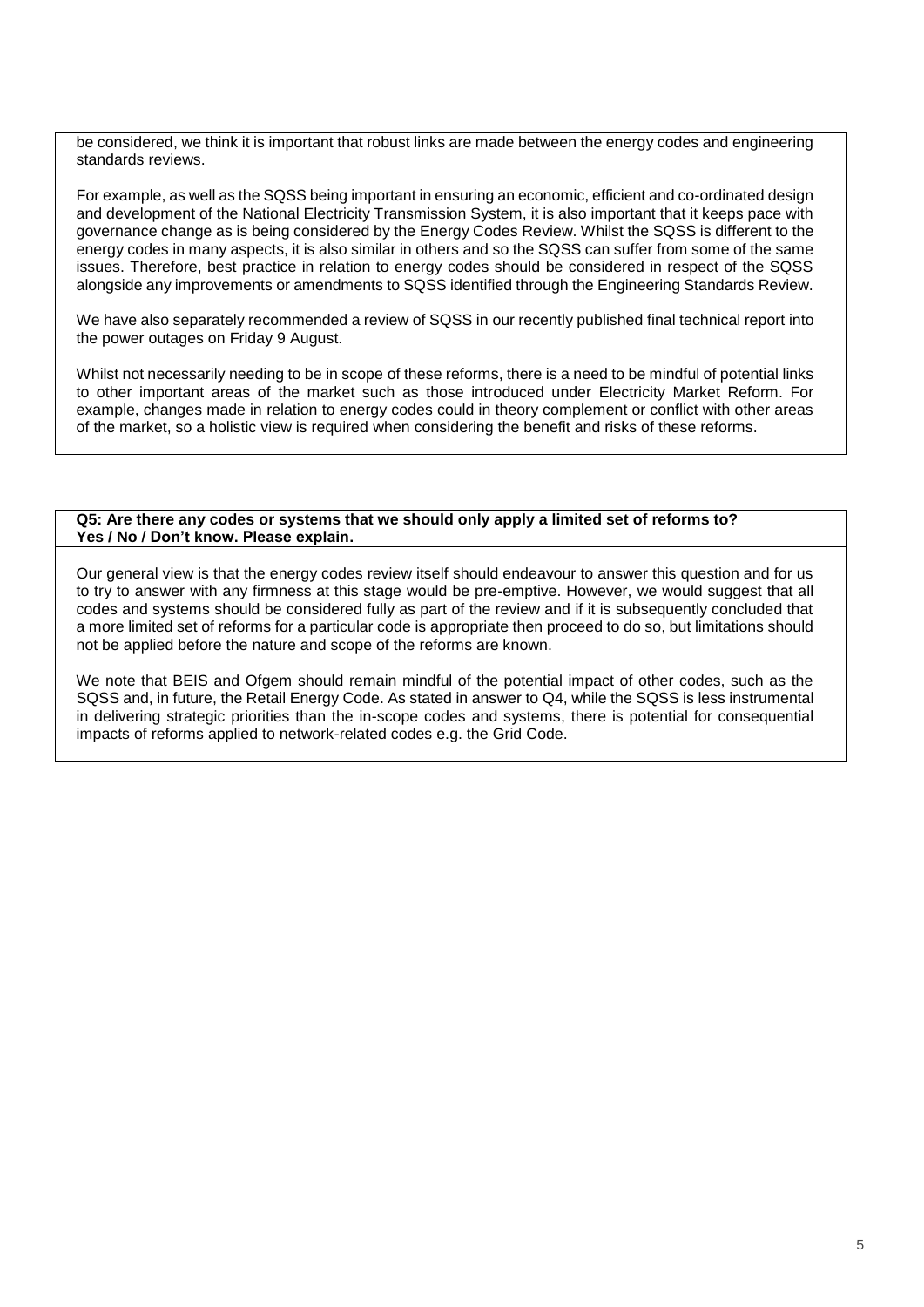be considered, we think it is important that robust links are made between the energy codes and engineering standards reviews.

For example, as well as the SQSS being important in ensuring an economic, efficient and co-ordinated design and development of the National Electricity Transmission System, it is also important that it keeps pace with governance change as is being considered by the Energy Codes Review. Whilst the SQSS is different to the energy codes in many aspects, it is also similar in others and so the SQSS can suffer from some of the same issues. Therefore, best practice in relation to energy codes should be considered in respect of the SQSS alongside any improvements or amendments to SQSS identified through the Engineering Standards Review.

We have also separately recommended a review of SQSS in our recently published final technical report into the power outages on Friday 9 August.

Whilst not necessarily needing to be in scope of these reforms, there is a need to be mindful of potential links to other important areas of the market such as those introduced under Electricity Market Reform. For example, changes made in relation to energy codes could in theory complement or conflict with other areas of the market, so a holistic view is required when considering the benefit and risks of these reforms.

**Q5: Are there any codes or systems that we should only apply a limited set of reforms to? Yes / No / Don't know. Please explain.**

Our general view is that the energy codes review itself should endeavour to answer this question and for us to try to answer with any firmness at this stage would be pre-emptive. However, we would suggest that all codes and systems should be considered fully as part of the review and if it is subsequently concluded that a more limited set of reforms for a particular code is appropriate then proceed to do so, but limitations should not be applied before the nature and scope of the reforms are known.

We note that BEIS and Ofgem should remain mindful of the potential impact of other codes, such as the SQSS and, in future, the Retail Energy Code. As stated in answer to Q4, while the SQSS is less instrumental in delivering strategic priorities than the in-scope codes and systems, there is potential for consequential impacts of reforms applied to network-related codes e.g. the Grid Code.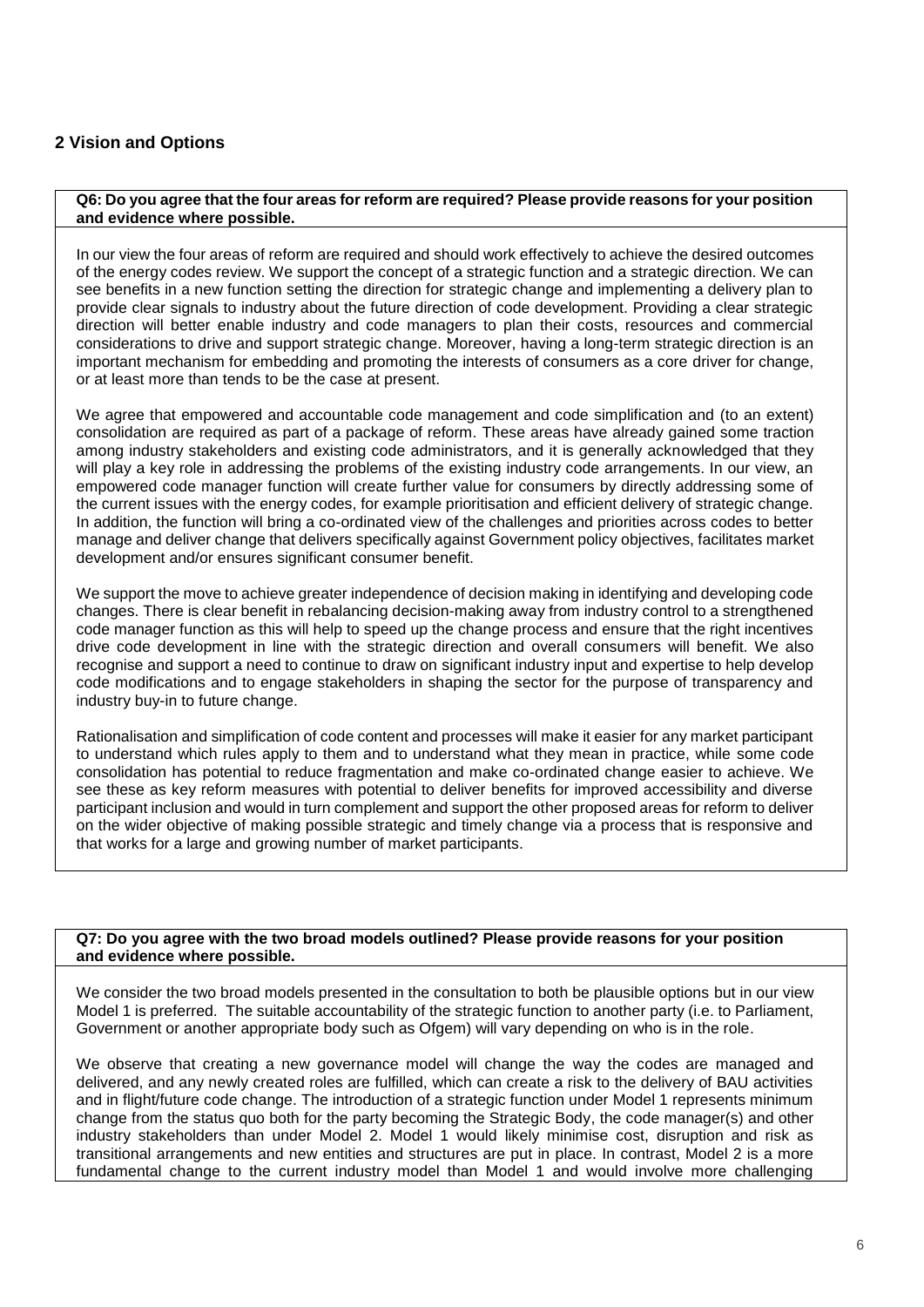## 2 Vision and Options

**Q6: Do you agree that the four areas for reform are required? Please provide reasons for your position and evidence where possible.**

In our view the four areas of reform are required and should work effectively to achieve the desired outcomes of the energy codes review. We support the concept of a strategic function and a strategic direction. We can see benefits in a new function setting the direction for strategic change and implementing a delivery plan to provide clear signals to industry about the future direction of code development. Providing a clear strategic direction will better enable industry and code managers to plan their costs, resources and commercial considerations to drive and support strategic change. Moreover, having a long-term strategic direction is an important mechanism for embedding and promoting the interests of consumers as a core driver for change, or at least more than tends to be the case at present.

We agree that empowered and accountable code management and code simplification and (to an extent) consolidation are required as part of a package of reform. These areas have already gained some traction among industry stakeholders and existing code administrators, and it is generally acknowledged that they will play a key role in addressing the problems of the existing industry code arrangements. In our view, an empowered code manager function will create further value for consumers by directly addressing some of the current issues with the energy codes, for example prioritisation and efficient delivery of strategic change. In addition, the function will bring a co-ordinated view of the challenges and priorities across codes to better manage and deliver change that delivers specifically against Government policy objectives, facilitates market development and/or ensures significant consumer benefit.

We support the move to achieve greater independence of decision making in identifying and developing code changes. There is clear benefit in rebalancing decision-making away from industry control to a strengthened code manager function as this will help to speed up the change process and ensure that the right incentives drive code development in line with the strategic direction and overall consumers will benefit. We also recognise and support a need to continue to draw on significant industry input and expertise to help develop code modifications and to engage stakeholders in shaping the sector for the purpose of transparency and industry buy-in to future change.

Rationalisation and simplification of code content and processes will make it easier for any market participant to understand which rules apply to them and to understand what they mean in practice, while some code consolidation has potential to reduce fragmentation and make co-ordinated change easier to achieve. We see these as key reform measures with potential to deliver benefits for improved accessibility and diverse participant inclusion and would in turn complement and support the other proposed areas for reform to deliver on the wider objective of making possible strategic and timely change via a process that is responsive and that works for a large and growing number of market participants.

**Q7: Do you agree with the two broad models outlined? Please provide reasons for your position and evidence where possible.**

We consider the two broad models presented in the consultation to both be plausible options but in our view Model 1 is preferred. The suitable accountability of the strategic function to another party (i.e. to Parliament, Government or another appropriate body such as Ofgem) will vary depending on who is in the role.

We observe that creating a new governance model will change the way the codes are managed and delivered, and any newly created roles are fulfilled, which can create a risk to the delivery of BAU activities and in flight/future code change. The introduction of a strategic function under Model 1 represents minimum change from the status quo both for the party becoming the Strategic Body, the code manager(s) and other industry stakeholders than under Model 2. Model 1 would likely minimise cost, disruption and risk as transitional arrangements and new entities and structures are put in place. In contrast, Model 2 is a more fundamental change to the current industry model than Model 1 and would involve more challenging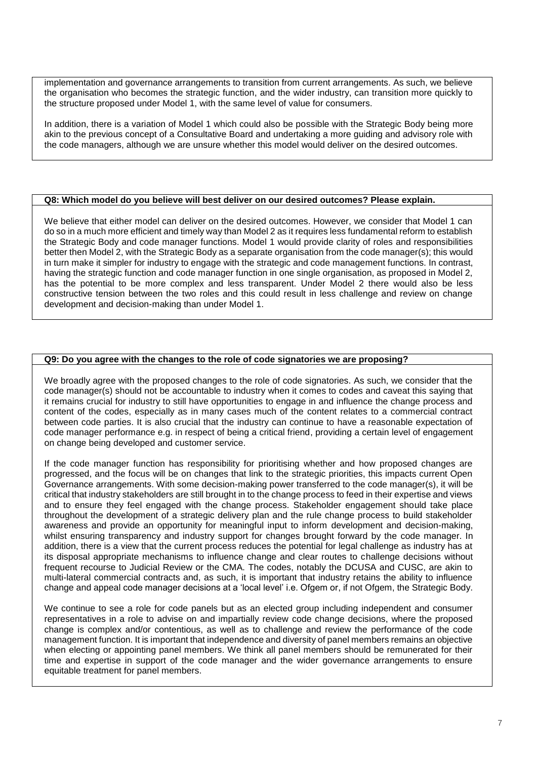implementation and governance arrangements to transition from current arrangements. As such, we believe the organisation who becomes the strategic function, and the wider industry, can transition more quickly to the structure proposed under Model 1, with the same level of value for consumers.

In addition, there is a variation of Model 1 which could also be possible with the Strategic Body being more akin to the previous concept of a Consultative Board and undertaking a more guiding and advisory role with the code managers, although we are unsure whether this model would deliver on the desired outcomes.

**Q8: Which model do you believe will best deliver on our desired outcomes? Please explain.**

We believe that either model can deliver on the desired outcomes. However, we consider that Model 1 can do so in a much more efficient and timely way than Model 2 as it requires less fundamental reform to establish the Strategic Body and code manager functions. Model 1 would provide clarity of roles and responsibilities better then Model 2, with the Strategic Body as a separate organisation from the code manager(s); this would in turn make it simpler for industry to engage with the strategic and code management functions. In contrast, having the strategic function and code manager function in one single organisation, as proposed in Model 2, has the potential to be more complex and less transparent. Under Model 2 there would also be less constructive tension between the two roles and this could result in less challenge and review on change development and decision-making than under Model 1.

**Q9: Do you agree with the changes to the role of code signatories we are proposing?**

We broadly agree with the proposed changes to the role of code signatories. As such, we consider that the code manager(s) should not be accountable to industry when it comes to codes and caveat this saying that it remains crucial for industry to still have opportunities to engage in and influence the change process and content of the codes, especially as in many cases much of the content relates to a commercial contract between code parties. It is also crucial that the industry can continue to have a reasonable expectation of code manager performance e.g. in respect of being a critical friend, providing a certain level of engagement on change being developed and customer service.

If the code manager function has responsibility for prioritising whether and how proposed changes are progressed, and the focus will be on changes that link to the strategic priorities, this impacts current Open Governance arrangements. With some decision-making power transferred to the code manager(s), it will be critical that industry stakeholders are still brought in to the change process to feed in their expertise and views and to ensure they feel engaged with the change process. Stakeholder engagement should take place throughout the development of a strategic delivery plan and the rule change process to build stakeholder awareness and provide an opportunity for meaningful input to inform development and decision-making, whilst ensuring transparency and industry support for changes brought forward by the code manager. In addition, there is a view that the current process reduces the potential for legal challenge as industry has at its disposal appropriate mechanisms to influence change and clear routes to challenge decisions without frequent recourse to Judicial Review or the CMA. The codes, notably the DCUSA and CUSC, are akin to multi-lateral commercial contracts and, as such, it is important that industry retains the ability to influence change and appeal code manager decisions at a 'local level' i.e. Ofgem or, if not Ofgem, the Strategic Body.

We continue to see a role for code panels but as an elected group including independent and consumer representatives in a role to advise on and impartially review code change decisions, where the proposed change is complex and/or contentious, as well as to challenge and review the performance of the code management function. It is important that independence and diversity of panel members remains an objective when electing or appointing panel members. We think all panel members should be remunerated for their time and expertise in support of the code manager and the wider governance arrangements to ensure equitable treatment for panel members.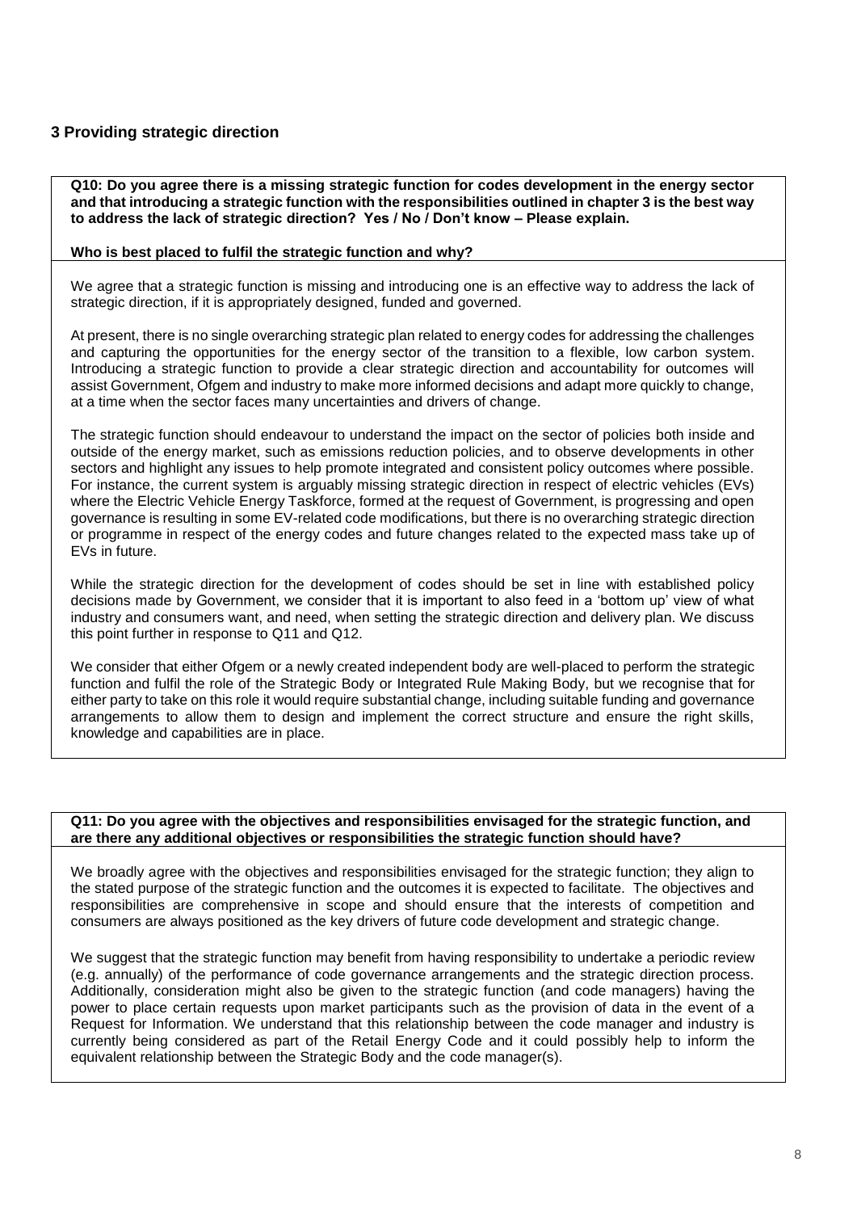## 3 Providing strategic direction

**Q10: Do you agree there is a missing strategic function for codes development in the energy sector and that introducing a strategic function with the responsibilities outlined in chapter 3 is the best way to address the lack of strategic direction? Yes / No / Don't know – Please explain.**

**Who is best placed to fulfil the strategic function and why?**

We agree that a strategic function is missing and introducing one is an effective way to address the lack of strategic direction, if it is appropriately designed, funded and governed.

At present, there is no single overarching strategic plan related to energy codes for addressing the challenges and capturing the opportunities for the energy sector of the transition to a flexible, low carbon system. Introducing a strategic function to provide a clear strategic direction and accountability for outcomes will assist Government, Ofgem and industry to make more informed decisions and adapt more quickly to change, at a time when the sector faces many uncertainties and drivers of change.

The strategic function should endeavour to understand the impact on the sector of policies both inside and outside of the energy market, such as emissions reduction policies, and to observe developments in other sectors and highlight any issues to help promote integrated and consistent policy outcomes where possible. For instance, the current system is arguably missing strategic direction in respect of electric vehicles (EVs) where the Electric Vehicle Energy Taskforce, formed at the request of Government, is progressing and open governance is resulting in some EV-related code modifications, but there is no overarching strategic direction or programme in respect of the energy codes and future changes related to the expected mass take up of EVs in future.

While the strategic direction for the development of codes should be set in line with established policy decisions made by Government, we consider that it is important to also feed in a 'bottom up' view of what industry and consumers want, and need, when setting the strategic direction and delivery plan. We discuss this point further in response to Q11 and Q12.

We consider that either Ofgem or a newly created independent body are well-placed to perform the strategic function and fulfil the role of the Strategic Body or Integrated Rule Making Body, but we recognise that for either party to take on this role it would require substantial change, including suitable funding and governance arrangements to allow them to design and implement the correct structure and ensure the right skills, knowledge and capabilities are in place.

**Q11: Do you agree with the objectives and responsibilities envisaged for the strategic function, and are there any additional objectives or responsibilities the strategic function should have?**

We broadly agree with the objectives and responsibilities envisaged for the strategic function; they align to the stated purpose of the strategic function and the outcomes it is expected to facilitate. The objectives and responsibilities are comprehensive in scope and should ensure that the interests of competition and consumers are always positioned as the key drivers of future code development and strategic change.

We suggest that the strategic function may benefit from having responsibility to undertake a periodic review (e.g. annually) of the performance of code governance arrangements and the strategic direction process. Additionally, consideration might also be given to the strategic function (and code managers) having the power to place certain requests upon market participants such as the provision of data in the event of a Request for Information. We understand that this relationship between the code manager and industry is currently being considered as part of the Retail Energy Code and it could possibly help to inform the equivalent relationship between the Strategic Body and the code manager(s).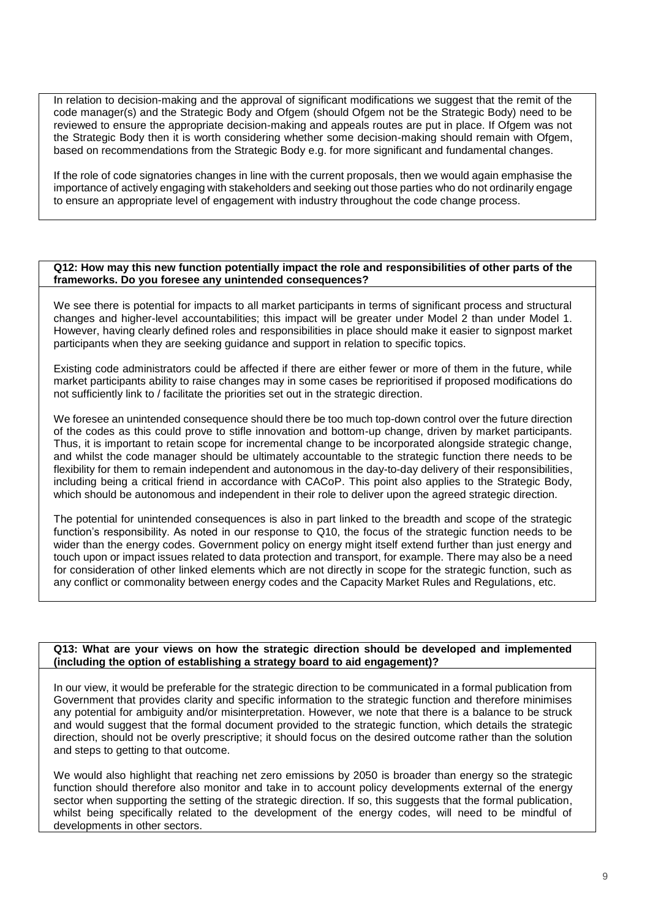In relation to decision-making and the approval of significant modifications we suggest that the remit of the code manager(s) and the Strategic Body and Ofgem (should Ofgem not be the Strategic Body) need to be reviewed to ensure the appropriate decision-making and appeals routes are put in place. If Ofgem was not the Strategic Body then it is worth considering whether some decision-making should remain with Ofgem, based on recommendations from the Strategic Body e.g. for more significant and fundamental changes.

If the role of code signatories changes in line with the current proposals, then we would again emphasise the importance of actively engaging with stakeholders and seeking out those parties who do not ordinarily engage to ensure an appropriate level of engagement with industry throughout the code change process.

**Q12: How may this new function potentially impact the role and responsibilities of other parts of the frameworks. Do you foresee any unintended consequences?**

We see there is potential for impacts to all market participants in terms of significant process and structural changes and higher-level accountabilities; this impact will be greater under Model 2 than under Model 1. However, having clearly defined roles and responsibilities in place should make it easier to signpost market participants when they are seeking guidance and support in relation to specific topics.

Existing code administrators could be affected if there are either fewer or more of them in the future, while market participants ability to raise changes may in some cases be reprioritised if proposed modifications do not sufficiently link to / facilitate the priorities set out in the strategic direction.

We foresee an unintended consequence should there be too much top-down control over the future direction of the codes as this could prove to stifle innovation and bottom-up change, driven by market participants. Thus, it is important to retain scope for incremental change to be incorporated alongside strategic change, and whilst the code manager should be ultimately accountable to the strategic function there needs to be flexibility for them to remain independent and autonomous in the day-to-day delivery of their responsibilities, including being a critical friend in accordance with CACoP. This point also applies to the Strategic Body, which should be autonomous and independent in their role to deliver upon the agreed strategic direction.

The potential for unintended consequences is also in part linked to the breadth and scope of the strategic function's responsibility. As noted in our response to Q10, the focus of the strategic function needs to be wider than the energy codes. Government policy on energy might itself extend further than just energy and touch upon or impact issues related to data protection and transport, for example. There may also be a need for consideration of other linked elements which are not directly in scope for the strategic function, such as any conflict or commonality between energy codes and the Capacity Market Rules and Regulations, etc.

**Q13: What are your views on how the strategic direction should be developed and implemented (including the option of establishing a strategy board to aid engagement)?**

In our view, it would be preferable for the strategic direction to be communicated in a formal publication from Government that provides clarity and specific information to the strategic function and therefore minimises any potential for ambiguity and/or misinterpretation. However, we note that there is a balance to be struck and would suggest that the formal document provided to the strategic function, which details the strategic direction, should not be overly prescriptive; it should focus on the desired outcome rather than the solution and steps to getting to that outcome.

We would also highlight that reaching net zero emissions by 2050 is broader than energy so the strategic function should therefore also monitor and take in to account policy developments external of the energy sector when supporting the setting of the strategic direction. If so, this suggests that the formal publication, whilst being specifically related to the development of the energy codes, will need to be mindful of developments in other sectors.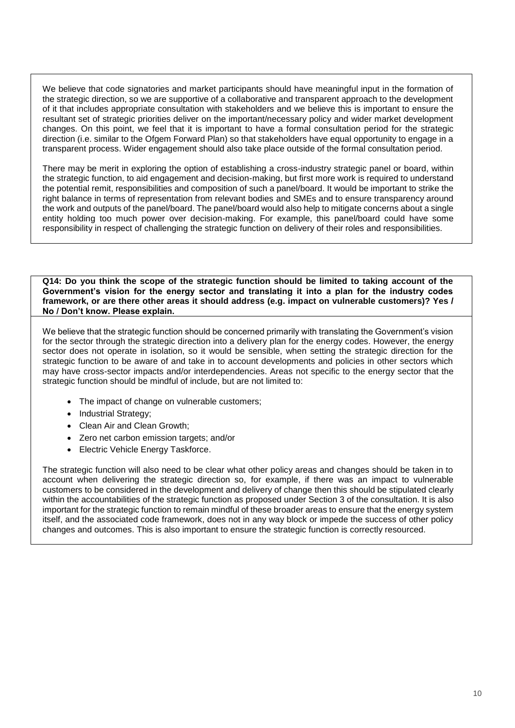We believe that code signatories and market participants should have meaningful input in the formation of the strategic direction, so we are supportive of a collaborative and transparent approach to the development of it that includes appropriate consultation with stakeholders and we believe this is important to ensure the resultant set of strategic priorities deliver on the important/necessary policy and wider market development changes. On this point, we feel that it is important to have a formal consultation period for the strategic direction (i.e. similar to the Ofgem Forward Plan) so that stakeholders have equal opportunity to engage in a transparent process. Wider engagement should also take place outside of the formal consultation period.

There may be merit in exploring the option of establishing a cross-industry strategic panel or board, within the strategic function, to aid engagement and decision-making, but first more work is required to understand the potential remit, responsibilities and composition of such a panel/board. It would be important to strike the right balance in terms of representation from relevant bodies and SMEs and to ensure transparency around the work and outputs of the panel/board. The panel/board would also help to mitigate concerns about a single entity holding too much power over decision-making. For example, this panel/board could have some responsibility in respect of challenging the strategic function on delivery of their roles and responsibilities.

**Q14: Do you think the scope of the strategic function should be limited to taking account of the Government's vision for the energy sector and translating it into a plan for the industry codes framework, or are there other areas it should address (e.g. impact on vulnerable customers)? Yes / No / Don't know. Please explain.**

We believe that the strategic function should be concerned primarily with translating the Government's vision for the sector through the strategic direction into a delivery plan for the energy codes. However, the energy sector does not operate in isolation, so it would be sensible, when setting the strategic direction for the strategic function to be aware of and take in to account developments and policies in other sectors which may have cross-sector impacts and/or interdependencies. Areas not specific to the energy sector that the strategic function should be mindful of include, but are not limited to:

- The impact of change on vulnerable customers;
- Industrial Strategy;
- Clean Air and Clean Growth;
- Zero net carbon emission targets; and/or
- Electric Vehicle Energy Taskforce.

The strategic function will also need to be clear what other policy areas and changes should be taken in to account when delivering the strategic direction so, for example, if there was an impact to vulnerable customers to be considered in the development and delivery of change then this should be stipulated clearly within the accountabilities of the strategic function as proposed under Section 3 of the consultation. It is also important for the strategic function to remain mindful of these broader areas to ensure that the energy system itself, and the associated code framework, does not in any way block or impede the success of other policy changes and outcomes. This is also important to ensure the strategic function is correctly resourced.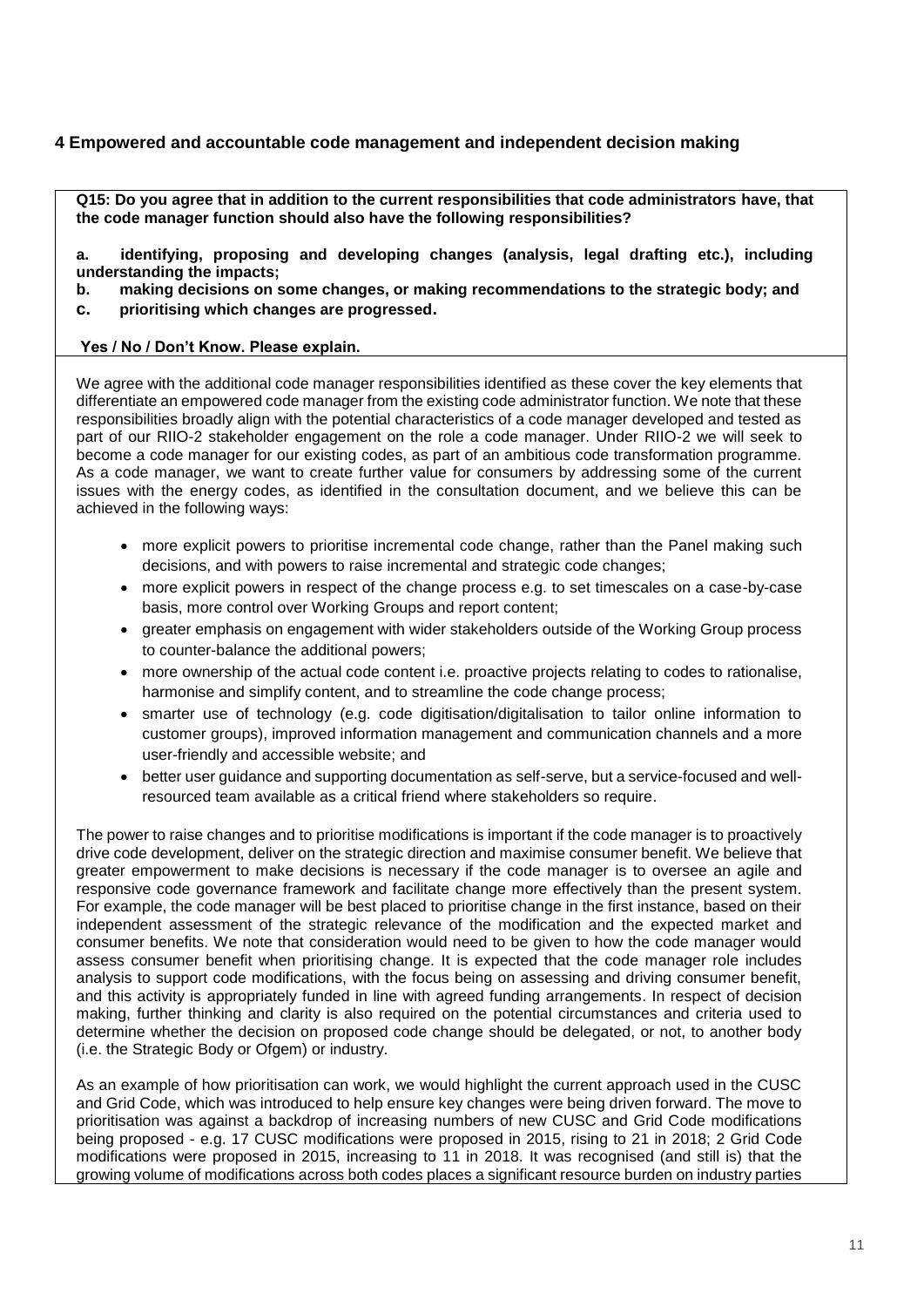## 4 Empowered and accountable code management and independent decision making

**Q15: Do you agree that in addition to the current responsibilities that code administrators have, that the code manager function should also have the following responsibilities?**

**a. identifying, proposing and developing changes (analysis, legal drafting etc.), including understanding the impacts;**

**b. making decisions on some changes, or making recommendations to the strategic body; and**

**c. prioritising which changes are progressed.**

**Yes / No / Don't Know. Please explain.**

We agree with the additional code manager responsibilities identified as these cover the key elements that differentiate an empowered code manager from the existing code administrator function. We note that these responsibilities broadly align with the potential characteristics of a code manager developed and tested as part of our RIIO-2 stakeholder engagement on the role a code manager. Under RIIO-2 we will seek to become a code manager for our existing codes, as part of an ambitious code transformation programme. As a code manager, we want to create further value for consumers by addressing some of the current issues with the energy codes, as identified in the consultation document, and we believe this can be achieved in the following ways:

- more explicit powers to prioritise incremental code change, rather than the Panel making such decisions, and with powers to raise incremental and strategic code changes;
- more explicit powers in respect of the change process e.g. to set timescales on a case-by-case basis, more control over Working Groups and report content;
- greater emphasis on engagement with wider stakeholders outside of the Working Group process to counter-balance the additional powers;
- more ownership of the actual code content i.e. proactive projects relating to codes to rationalise, harmonise and simplify content, and to streamline the code change process;
- smarter use of technology (e.g. code digitisation/digitalisation to tailor online information to customer groups), improved information management and communication channels and a more user-friendly and accessible website; and
- better user guidance and supporting documentation as self-serve, but a service-focused and well-resourced team available as a critical friend where stakeholders so require.

The power to raise changes and to prioritise modifications is important if the code manager is to proactively drive code development, deliver on the strategic direction and maximise consumer benefit. We believe that greater empowerment to make decisions is necessary if the code manager is to oversee an agile and responsive code governance framework and facilitate change more effectively than the present system. For example, the code manager will be best placed to prioritise change in the first instance, based on their independent assessment of the strategic relevance of the modification and the expected market and consumer benefits. We note that consideration would need to be given to how the code manager would assess consumer benefit when prioritising change. It is expected that the code manager role includes analysis to support code modifications, with the focus being on assessing and driving consumer benefit, and this activity is appropriately funded in line with agreed funding arrangements. In respect of decision making, further thinking and clarity is also required on the potential circumstances and criteria used to determine whether the decision on proposed code change should be delegated, or not, to another body (i.e. the Strategic Body or Ofgem) or industry.

As an example of how prioritisation can work, we would highlight the current approach used in the CUSC and Grid Code, which was introduced to help ensure key changes were being driven forward. The move to prioritisation was against a backdrop of increasing numbers of new CUSC and Grid Code modifications being proposed - e.g. 17 CUSC modifications were proposed in 2015, rising to 21 in 2018; 2 Grid Code modifications were proposed in 2015, increasing to 11 in 2018. It was recognised (and still is) that the growing volume of modifications across both codes places a significant resource burden on industry parties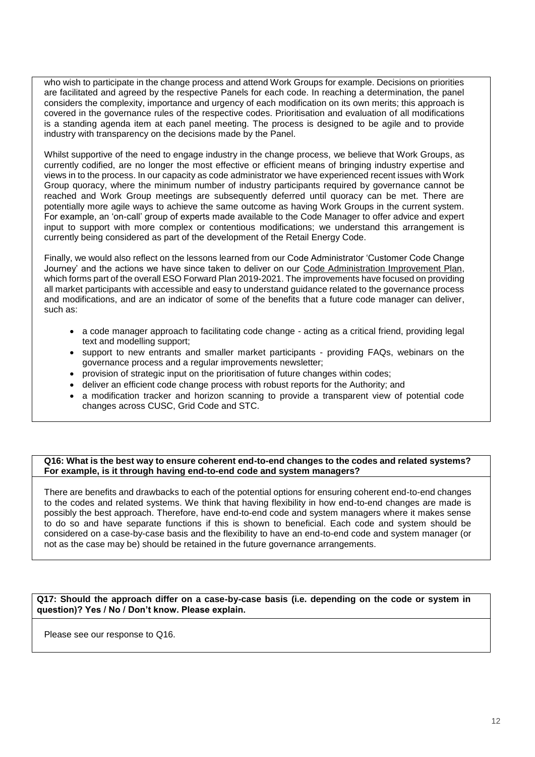who wish to participate in the change process and attend Work Groups for example. Decisions on priorities are facilitated and agreed by the respective Panels for each code. In reaching a determination, the panel considers the complexity, importance and urgency of each modification on its own merits; this approach is covered in the governance rules of the respective codes. Prioritisation and evaluation of all modifications is a standing agenda item at each panel meeting. The process is designed to be agile and to provide industry with transparency on the decisions made by the Panel.

Whilst supportive of the need to engage industry in the change process, we believe that Work Groups, as currently codified, are no longer the most effective or efficient means of bringing industry expertise and views in to the process. In our capacity as code administrator we have experienced recent issues with Work Group quoracy, where the minimum number of industry participants required by governance cannot be reached and Work Group meetings are subsequently deferred until quoracy can be met. There are potentially more agile ways to achieve the same outcome as having Work Groups in the current system. For example, an 'on-call' group of experts made available to the Code Manager to offer advice and expert input to support with more complex or contentious modifications; we understand this arrangement is currently being considered as part of the development of the Retail Energy Code.

Finally, we would also reflect on the lessons learned from our Code Administrator 'Customer Code Change Journey' and the actions we have since taken to deliver on our Code Administration Improvement Plan, which forms part of the overall ESO Forward Plan 2019-2021. The improvements have focused on providing all market participants with accessible and easy to understand guidance related to the governance process and modifications, and are an indicator of some of the benefits that a future code manager can deliver, such as:

- a code manager approach to facilitating code change - acting as a critical friend, providing legal text and modelling support;
- support to new entrants and smaller market participants - providing FAQs, webinars on the governance process and a regular improvements newsletter;
- provision of strategic input on the prioritisation of future changes within codes;
- deliver an efficient code change process with robust reports for the Authority; and
- a modification tracker and horizon scanning to provide a transparent view of potential code changes across CUSC, Grid Code and STC.

**Q16: What is the best way to ensure coherent end-to-end changes to the codes and related systems? For example, is it through having end-to-end code and system managers?**

There are benefits and drawbacks to each of the potential options for ensuring coherent end-to-end changes to the codes and related systems. We think that having flexibility in how end-to-end changes are made is possibly the best approach. Therefore, have end-to-end code and system managers where it makes sense to do so and have separate functions if this is shown to beneficial. Each code and system should be considered on a case-by-case basis and the flexibility to have an end-to-end code and system manager (or not as the case may be) should be retained in the future governance arrangements.

**Q17: Should the approach differ on a case-by-case basis (i.e. depending on the code or system in question)? Yes / No / Don't know. Please explain.**

Please see our response to Q16.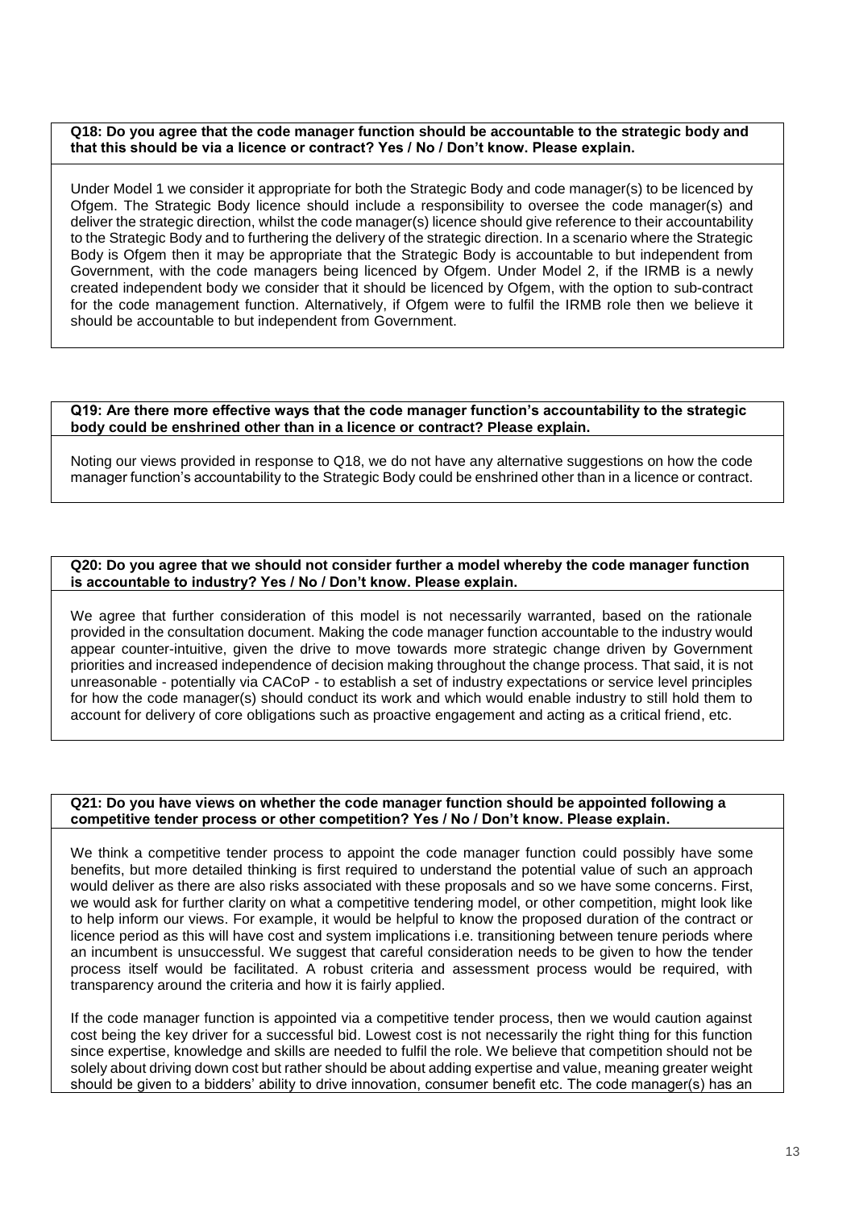**Q18: Do you agree that the code manager function should be accountable to the strategic body and that this should be via a licence or contract? Yes / No / Don't know. Please explain.**

Under Model 1 we consider it appropriate for both the Strategic Body and code manager(s) to be licenced by Ofgem. The Strategic Body licence should include a responsibility to oversee the code manager(s) and deliver the strategic direction, whilst the code manager(s) licence should give reference to their accountability to the Strategic Body and to furthering the delivery of the strategic direction. In a scenario where the Strategic Body is Ofgem then it may be appropriate that the Strategic Body is accountable to but independent from Government, with the code managers being licenced by Ofgem. Under Model 2, if the IRMB is a newly created independent body we consider that it should be licenced by Ofgem, with the option to sub-contract for the code management function. Alternatively, if Ofgem were to fulfil the IRMB role then we believe it should be accountable to but independent from Government.

**Q19: Are there more effective ways that the code manager function's accountability to the strategic body could be enshrined other than in a licence or contract? Please explain.**

Noting our views provided in response to Q18, we do not have any alternative suggestions on how the code manager function's accountability to the Strategic Body could be enshrined other than in a licence or contract.

**Q20: Do you agree that we should not consider further a model whereby the code manager function is accountable to industry? Yes / No / Don't know. Please explain.**

We agree that further consideration of this model is not necessarily warranted, based on the rationale provided in the consultation document. Making the code manager function accountable to the industry would appear counter-intuitive, given the drive to move towards more strategic change driven by Government priorities and increased independence of decision making throughout the change process. That said, it is not unreasonable - potentially via CACoP - to establish a set of industry expectations or service level principles for how the code manager(s) should conduct its work and which would enable industry to still hold them to account for delivery of core obligations such as proactive engagement and acting as a critical friend, etc.

**Q21: Do you have views on whether the code manager function should be appointed following a competitive tender process or other competition? Yes / No / Don't know. Please explain.**

We think a competitive tender process to appoint the code manager function could possibly have some benefits, but more detailed thinking is first required to understand the potential value of such an approach would deliver as there are also risks associated with these proposals and so we have some concerns. First, we would ask for further clarity on what a competitive tendering model, or other competition, might look like to help inform our views. For example, it would be helpful to know the proposed duration of the contract or licence period as this will have cost and system implications i.e. transitioning between tenure periods where an incumbent is unsuccessful. We suggest that careful consideration needs to be given to how the tender process itself would be facilitated. A robust criteria and assessment process would be required, with transparency around the criteria and how it is fairly applied.

If the code manager function is appointed via a competitive tender process, then we would caution against cost being the key driver for a successful bid. Lowest cost is not necessarily the right thing for this function since expertise, knowledge and skills are needed to fulfil the role. We believe that competition should not be solely about driving down cost but rather should be about adding expertise and value, meaning greater weight should be given to a bidders' ability to drive innovation, consumer benefit etc. The code manager(s) has an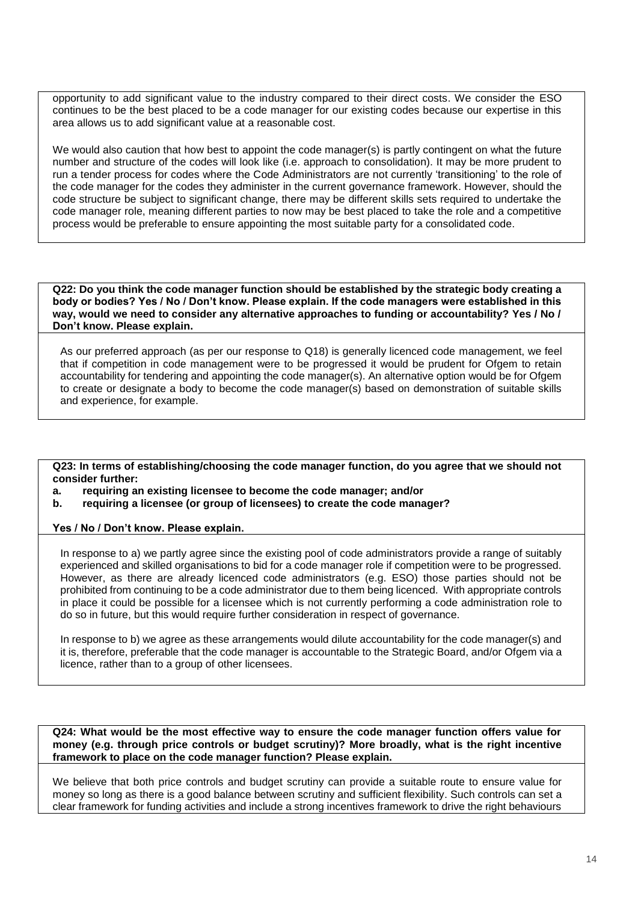opportunity to add significant value to the industry compared to their direct costs. We consider the ESO continues to be the best placed to be a code manager for our existing codes because our expertise in this area allows us to add significant value at a reasonable cost.

We would also caution that how best to appoint the code manager(s) is partly contingent on what the future number and structure of the codes will look like (i.e. approach to consolidation). It may be more prudent to run a tender process for codes where the Code Administrators are not currently 'transitioning' to the role of the code manager for the codes they administer in the current governance framework. However, should the code structure be subject to significant change, there may be different skills sets required to undertake the code manager role, meaning different parties to now may be best placed to take the role and a competitive process would be preferable to ensure appointing the most suitable party for a consolidated code.

**Q22: Do you think the code manager function should be established by the strategic body creating a body or bodies? Yes / No / Don't know. Please explain. If the code managers were established in this way, would we need to consider any alternative approaches to funding or accountability? Yes / No / Don't know. Please explain.**

As our preferred approach (as per our response to Q18) is generally licenced code management, we feel that if competition in code management were to be progressed it would be prudent for Ofgem to retain accountability for tendering and appointing the code manager(s). An alternative option would be for Ofgem to create or designate a body to become the code manager(s) based on demonstration of suitable skills and experience, for example.

**Q23: In terms of establishing/choosing the code manager function, do you agree that we should not consider further:**

**a. requiring an existing licensee to become the code manager; and/or**

**b. requiring a licensee (or group of licensees) to create the code manager?**

**Yes / No / Don't know. Please explain.**

In response to a) we partly agree since the existing pool of code administrators provide a range of suitably experienced and skilled organisations to bid for a code manager role if competition were to be progressed. However, as there are already licenced code administrators (e.g. ESO) those parties should not be prohibited from continuing to be a code administrator due to them being licenced. With appropriate controls in place it could be possible for a licensee which is not currently performing a code administration role to do so in future, but this would require further consideration in respect of governance.

In response to b) we agree as these arrangements would dilute accountability for the code manager(s) and it is, therefore, preferable that the code manager is accountable to the Strategic Board, and/or Ofgem via a licence, rather than to a group of other licensees.

**Q24: What would be the most effective way to ensure the code manager function offers value for money (e.g. through price controls or budget scrutiny)? More broadly, what is the right incentive framework to place on the code manager function? Please explain.**

We believe that both price controls and budget scrutiny can provide a suitable route to ensure value for money so long as there is a good balance between scrutiny and sufficient flexibility. Such controls can set a clear framework for funding activities and include a strong incentives framework to drive the right behaviours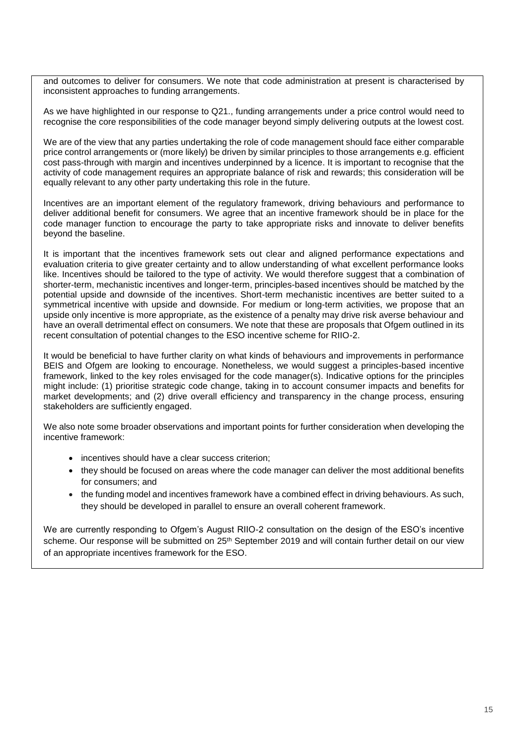and outcomes to deliver for consumers. We note that code administration at present is characterised by inconsistent approaches to funding arrangements.

As we have highlighted in our response to Q21., funding arrangements under a price control would need to recognise the core responsibilities of the code manager beyond simply delivering outputs at the lowest cost.

We are of the view that any parties undertaking the role of code management should face either comparable price control arrangements or (more likely) be driven by similar principles to those arrangements e.g. efficient cost pass-through with margin and incentives underpinned by a licence. It is important to recognise that the activity of code management requires an appropriate balance of risk and rewards; this consideration will be equally relevant to any other party undertaking this role in the future.

Incentives are an important element of the regulatory framework, driving behaviours and performance to deliver additional benefit for consumers. We agree that an incentive framework should be in place for the code manager function to encourage the party to take appropriate risks and innovate to deliver benefits beyond the baseline.

It is important that the incentives framework sets out clear and aligned performance expectations and evaluation criteria to give greater certainty and to allow understanding of what excellent performance looks like. Incentives should be tailored to the type of activity. We would therefore suggest that a combination of shorter-term, mechanistic incentives and longer-term, principles-based incentives should be matched by the potential upside and downside of the incentives. Short-term mechanistic incentives are better suited to a symmetrical incentive with upside and downside. For medium or long-term activities, we propose that an upside only incentive is more appropriate, as the existence of a penalty may drive risk averse behaviour and have an overall detrimental effect on consumers. We note that these are proposals that Ofgem outlined in its recent consultation of potential changes to the ESO incentive scheme for RIIO-2.

It would be beneficial to have further clarity on what kinds of behaviours and improvements in performance BEIS and Ofgem are looking to encourage. Nonetheless, we would suggest a principles-based incentive framework, linked to the key roles envisaged for the code manager(s). Indicative options for the principles might include: (1) prioritise strategic code change, taking in to account consumer impacts and benefits for market developments; and (2) drive overall efficiency and transparency in the change process, ensuring stakeholders are sufficiently engaged.

We also note some broader observations and important points for further consideration when developing the incentive framework:

- incentives should have a clear success criterion;
- they should be focused on areas where the code manager can deliver the most additional benefits for consumers; and
- the funding model and incentives framework have a combined effect in driving behaviours. As such, they should be developed in parallel to ensure an overall coherent framework.

We are currently responding to Ofgem's August RIIO-2 consultation on the design of the ESO's incentive scheme. Our response will be submitted on 25th September 2019 and will contain further detail on our view of an appropriate incentives framework for the ESO.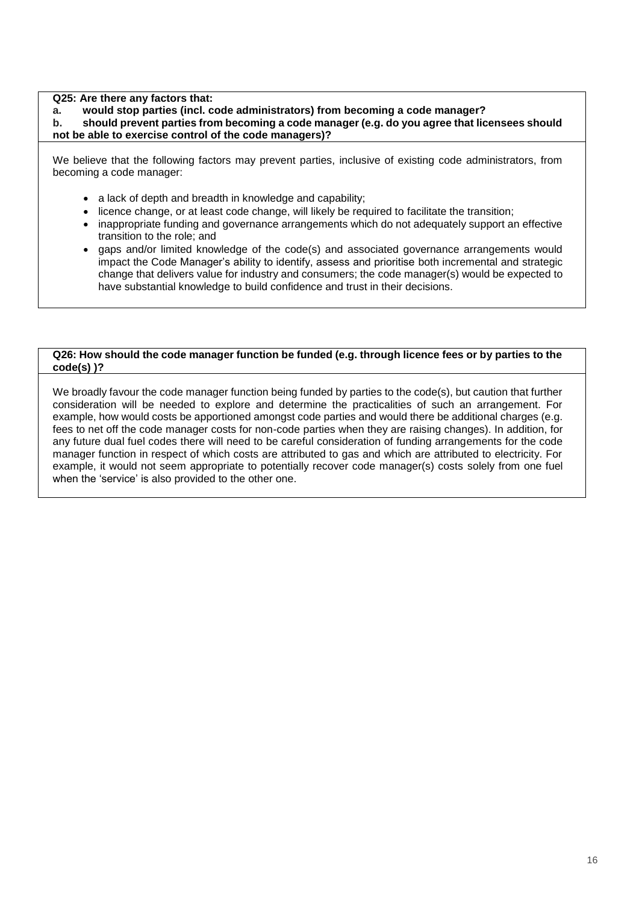**Q25: Are there any factors that:**

**a. would stop parties (incl. code administrators) from becoming a code manager?**

**b. should prevent parties from becoming a code manager (e.g. do you agree that licensees should not be able to exercise control of the code managers)?**

We believe that the following factors may prevent parties, inclusive of existing code administrators, from becoming a code manager:

- a lack of depth and breadth in knowledge and capability;
- licence change, or at least code change, will likely be required to facilitate the transition;
- inappropriate funding and governance arrangements which do not adequately support an effective transition to the role; and
- gaps and/or limited knowledge of the code(s) and associated governance arrangements would impact the Code Manager's ability to identify, assess and prioritise both incremental and strategic change that delivers value for industry and consumers; the code manager(s) would be expected to have substantial knowledge to build confidence and trust in their decisions.

**Q26: How should the code manager function be funded (e.g. through licence fees or by parties to the code(s) )?**

We broadly favour the code manager function being funded by parties to the code(s), but caution that further consideration will be needed to explore and determine the practicalities of such an arrangement. For example, how would costs be apportioned amongst code parties and would there be additional charges (e.g. fees to net off the code manager costs for non-code parties when they are raising changes). In addition, for any future dual fuel codes there will need to be careful consideration of funding arrangements for the code manager function in respect of which costs are attributed to gas and which are attributed to electricity. For example, it would not seem appropriate to potentially recover code manager(s) costs solely from one fuel when the 'service' is also provided to the other one.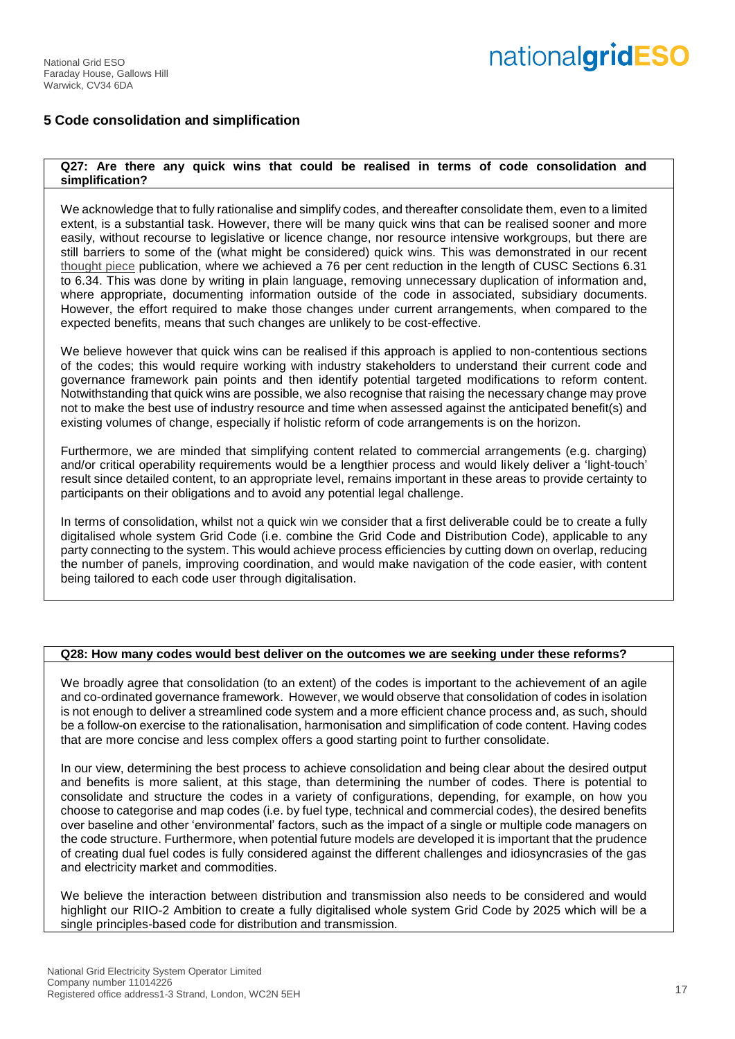## 5 Code consolidation and simplification

**Q27: Are there any quick wins that could be realised in terms of code consolidation and simplification?**

We acknowledge that to fully rationalise and simplify codes, and thereafter consolidate them, even to a limited extent, is a substantial task. However, there will be many quick wins that can be realised sooner and more easily, without recourse to legislative or licence change, nor resource intensive workgroups, but there are still barriers to some of the (what might be considered) quick wins. This was demonstrated in our recent thought piece publication, where we achieved a 76 per cent reduction in the length of CUSC Sections 6.31 to 6.34. This was done by writing in plain language, removing unnecessary duplication of information and, where appropriate, documenting information outside of the code in associated, subsidiary documents. However, the effort required to make those changes under current arrangements, when compared to the expected benefits, means that such changes are unlikely to be cost-effective.

We believe however that quick wins can be realised if this approach is applied to non-contentious sections of the codes; this would require working with industry stakeholders to understand their current code and governance framework pain points and then identify potential targeted modifications to reform content. Notwithstanding that quick wins are possible, we also recognise that raising the necessary change may prove not to make the best use of industry resource and time when assessed against the anticipated benefit(s) and existing volumes of change, especially if holistic reform of code arrangements is on the horizon.

Furthermore, we are minded that simplifying content related to commercial arrangements (e.g. charging) and/or critical operability requirements would be a lengthier process and would likely deliver a 'light-touch' result since detailed content, to an appropriate level, remains important in these areas to provide certainty to participants on their obligations and to avoid any potential legal challenge.

In terms of consolidation, whilst not a quick win we consider that a first deliverable could be to create a fully digitalised whole system Grid Code (i.e. combine the Grid Code and Distribution Code), applicable to any party connecting to the system. This would achieve process efficiencies by cutting down on overlap, reducing the number of panels, improving coordination, and would make navigation of the code easier, with content being tailored to each code user through digitalisation.

**Q28: How many codes would best deliver on the outcomes we are seeking under these reforms?**

We broadly agree that consolidation (to an extent) of the codes is important to the achievement of an agile and co-ordinated governance framework. However, we would observe that consolidation of codes in isolation is not enough to deliver a streamlined code system and a more efficient chance process and, as such, should be a follow-on exercise to the rationalisation, harmonisation and simplification of code content. Having codes that are more concise and less complex offers a good starting point to further consolidate.

In our view, determining the best process to achieve consolidation and being clear about the desired output and benefits is more salient, at this stage, than determining the number of codes. There is potential to consolidate and structure the codes in a variety of configurations, depending, for example, on how you choose to categorise and map codes (i.e. by fuel type, technical and commercial codes), the desired benefits over baseline and other 'environmental' factors, such as the impact of a single or multiple code managers on the code structure. Furthermore, when potential future models are developed it is important that the prudence of creating dual fuel codes is fully considered against the different challenges and idiosyncrasies of the gas and electricity market and commodities.

We believe the interaction between distribution and transmission also needs to be considered and would highlight our RIIO-2 Ambition to create a fully digitalised whole system Grid Code by 2025 which will be a single principles-based code for distribution and transmission.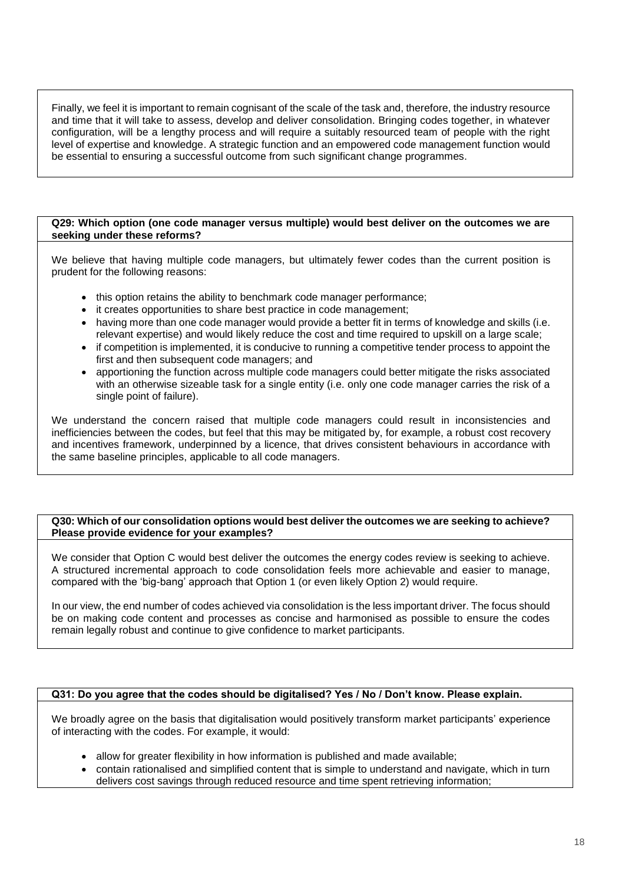Finally, we feel it is important to remain cognisant of the scale of the task and, therefore, the industry resource and time that it will take to assess, develop and deliver consolidation. Bringing codes together, in whatever configuration, will be a lengthy process and will require a suitably resourced team of people with the right level of expertise and knowledge. A strategic function and an empowered code management function would be essential to ensuring a successful outcome from such significant change programmes.

**Q29: Which option (one code manager versus multiple) would best deliver on the outcomes we are seeking under these reforms?**

We believe that having multiple code managers, but ultimately fewer codes than the current position is prudent for the following reasons:

- this option retains the ability to benchmark code manager performance;
- it creates opportunities to share best practice in code management;
- having more than one code manager would provide a better fit in terms of knowledge and skills (i.e. relevant expertise) and would likely reduce the cost and time required to upskill on a large scale;
- if competition is implemented, it is conducive to running a competitive tender process to appoint the first and then subsequent code managers; and
- apportioning the function across multiple code managers could better mitigate the risks associated with an otherwise sizeable task for a single entity (i.e. only one code manager carries the risk of a single point of failure).

We understand the concern raised that multiple code managers could result in inconsistencies and inefficiencies between the codes, but feel that this may be mitigated by, for example, a robust cost recovery and incentives framework, underpinned by a licence, that drives consistent behaviours in accordance with the same baseline principles, applicable to all code managers.

**Q30: Which of our consolidation options would best deliver the outcomes we are seeking to achieve? Please provide evidence for your examples?**

We consider that Option C would best deliver the outcomes the energy codes review is seeking to achieve. A structured incremental approach to code consolidation feels more achievable and easier to manage, compared with the 'big-bang' approach that Option 1 (or even likely Option 2) would require.

In our view, the end number of codes achieved via consolidation is the less important driver. The focus should be on making code content and processes as concise and harmonised as possible to ensure the codes remain legally robust and continue to give confidence to market participants.

**Q31: Do you agree that the codes should be digitalised? Yes / No / Don't know. Please explain.**

We broadly agree on the basis that digitalisation would positively transform market participants' experience of interacting with the codes. For example, it would:

- allow for greater flexibility in how information is published and made available;
- contain rationalised and simplified content that is simple to understand and navigate, which in turn delivers cost savings through reduced resource and time spent retrieving information;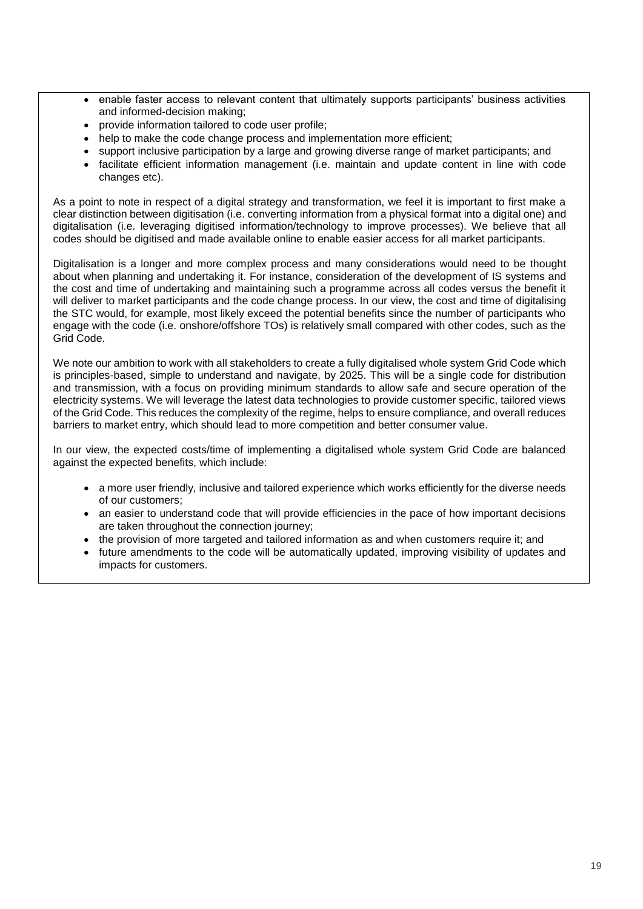- enable faster access to relevant content that ultimately supports participants' business activities and informed-decision making;
- provide information tailored to code user profile;
- help to make the code change process and implementation more efficient;
- support inclusive participation by a large and growing diverse range of market participants; and
- facilitate efficient information management (i.e. maintain and update content in line with code changes etc).

As a point to note in respect of a digital strategy and transformation, we feel it is important to first make a clear distinction between digitisation (i.e. converting information from a physical format into a digital one) and digitalisation (i.e. leveraging digitised information/technology to improve processes). We believe that all codes should be digitised and made available online to enable easier access for all market participants.

Digitalisation is a longer and more complex process and many considerations would need to be thought about when planning and undertaking it. For instance, consideration of the development of IS systems and the cost and time of undertaking and maintaining such a programme across all codes versus the benefit it will deliver to market participants and the code change process. In our view, the cost and time of digitalising the STC would, for example, most likely exceed the potential benefits since the number of participants who engage with the code (i.e. onshore/offshore TOs) is relatively small compared with other codes, such as the Grid Code.

We note our ambition to work with all stakeholders to create a fully digitalised whole system Grid Code which is principles-based, simple to understand and navigate, by 2025. This will be a single code for distribution and transmission, with a focus on providing minimum standards to allow safe and secure operation of the electricity systems. We will leverage the latest data technologies to provide customer specific, tailored views of the Grid Code. This reduces the complexity of the regime, helps to ensure compliance, and overall reduces barriers to market entry, which should lead to more competition and better consumer value.

In our view, the expected costs/time of implementing a digitalised whole system Grid Code are balanced against the expected benefits, which include:

- a more user friendly, inclusive and tailored experience which works efficiently for the diverse needs of our customers;
- an easier to understand code that will provide efficiencies in the pace of how important decisions are taken throughout the connection journey;
- the provision of more targeted and tailored information as and when customers require it; and
- future amendments to the code will be automatically updated, improving visibility of updates and impacts for customers.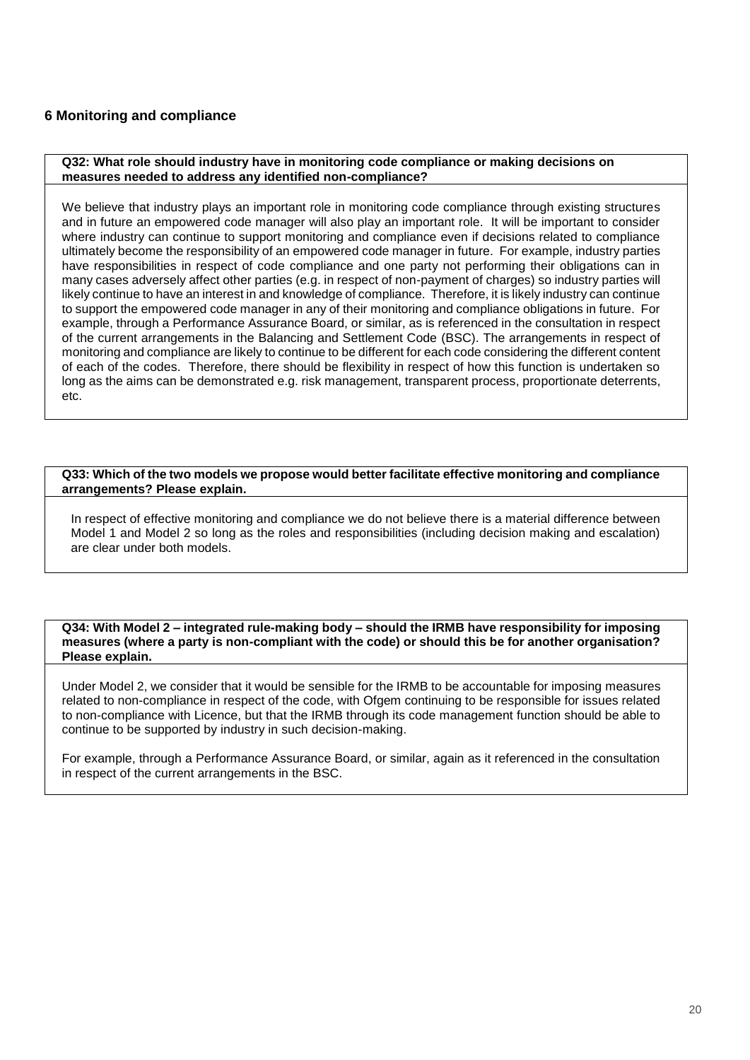## 6 Monitoring and compliance

**Q32: What role should industry have in monitoring code compliance or making decisions on measures needed to address any identified non-compliance?**

We believe that industry plays an important role in monitoring code compliance through existing structures and in future an empowered code manager will also play an important role. It will be important to consider where industry can continue to support monitoring and compliance even if decisions related to compliance ultimately become the responsibility of an empowered code manager in future. For example, industry parties have responsibilities in respect of code compliance and one party not performing their obligations can in many cases adversely affect other parties (e.g. in respect of non-payment of charges) so industry parties will likely continue to have an interest in and knowledge of compliance. Therefore, it is likely industry can continue to support the empowered code manager in any of their monitoring and compliance obligations in future. For example, through a Performance Assurance Board, or similar, as is referenced in the consultation in respect of the current arrangements in the Balancing and Settlement Code (BSC). The arrangements in respect of monitoring and compliance are likely to continue to be different for each code considering the different content of each of the codes. Therefore, there should be flexibility in respect of how this function is undertaken so long as the aims can be demonstrated e.g. risk management, transparent process, proportionate deterrents, etc.

**Q33: Which of the two models we propose would better facilitate effective monitoring and compliance arrangements? Please explain.**

In respect of effective monitoring and compliance we do not believe there is a material difference between Model 1 and Model 2 so long as the roles and responsibilities (including decision making and escalation) are clear under both models.

**Q34: With Model 2 – integrated rule-making body – should the IRMB have responsibility for imposing measures (where a party is non-compliant with the code) or should this be for another organisation? Please explain.**

Under Model 2, we consider that it would be sensible for the IRMB to be accountable for imposing measures related to non-compliance in respect of the code, with Ofgem continuing to be responsible for issues related to non-compliance with Licence, but that the IRMB through its code management function should be able to continue to be supported by industry in such decision-making.

For example, through a Performance Assurance Board, or similar, again as it referenced in the consultation in respect of the current arrangements in the BSC.